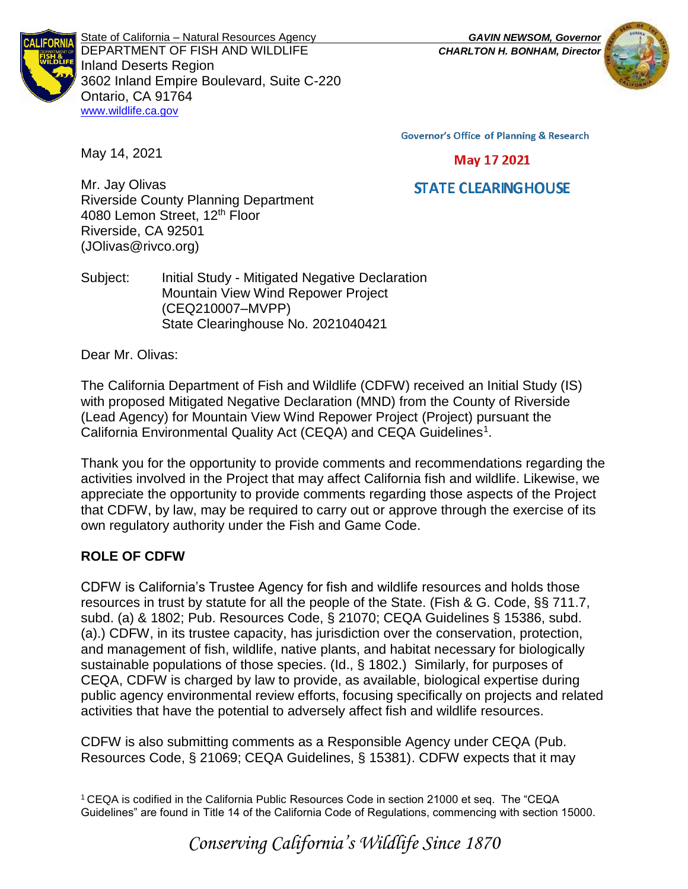State of California – Natural Resources Agency
DEPARTMENT OF FISH AND WILDLIFE
Inland Deserts Region
3602 Inland Empire Boulevard, Suite C-220
Ontario, CA 91764
www.wildlife.ca.gov

*GAVIN NEWSOM, Governor*
*CHARLTON H. BONHAM, Director*

Governor's Office of Planning & Research

May 17 2021

STATE CLEARINGHOUSE

May 14, 2021

Mr. Jay Olivas
Riverside County Planning Department
4080 Lemon Street, 12th Floor
Riverside, CA 92501
(JOlivas@rivco.org)

Subject: Initial Study - Mitigated Negative Declaration
Mountain View Wind Repower Project
(CEQ210007–MVPP)
State Clearinghouse No. 2021040421

Dear Mr. Olivas:

The California Department of Fish and Wildlife (CDFW) received an Initial Study (IS) with proposed Mitigated Negative Declaration (MND) from the County of Riverside (Lead Agency) for Mountain View Wind Repower Project (Project) pursuant the California Environmental Quality Act (CEQA) and CEQA Guidelines[1].

Thank you for the opportunity to provide comments and recommendations regarding the activities involved in the Project that may affect California fish and wildlife. Likewise, we appreciate the opportunity to provide comments regarding those aspects of the Project that CDFW, by law, may be required to carry out or approve through the exercise of its own regulatory authority under the Fish and Game Code.

**ROLE OF CDFW**

CDFW is California's Trustee Agency for fish and wildlife resources and holds those resources in trust by statute for all the people of the State. (Fish & G. Code, §§ 711.7, subd. (a) & 1802; Pub. Resources Code, § 21070; CEQA Guidelines § 15386, subd. (a).) CDFW, in its trustee capacity, has jurisdiction over the conservation, protection, and management of fish, wildlife, native plants, and habitat necessary for biologically sustainable populations of those species. (Id., § 1802.) Similarly, for purposes of CEQA, CDFW is charged by law to provide, as available, biological expertise during public agency environmental review efforts, focusing specifically on projects and related activities that have the potential to adversely affect fish and wildlife resources.

CDFW is also submitting comments as a Responsible Agency under CEQA (Pub. Resources Code, § 21069; CEQA Guidelines, § 15381). CDFW expects that it may

[1] CEQA is codified in the California Public Resources Code in section 21000 et seq. The "CEQA Guidelines" are found in Title 14 of the California Code of Regulations, commencing with section 15000.

*Conserving California's Wildlife Since 1870*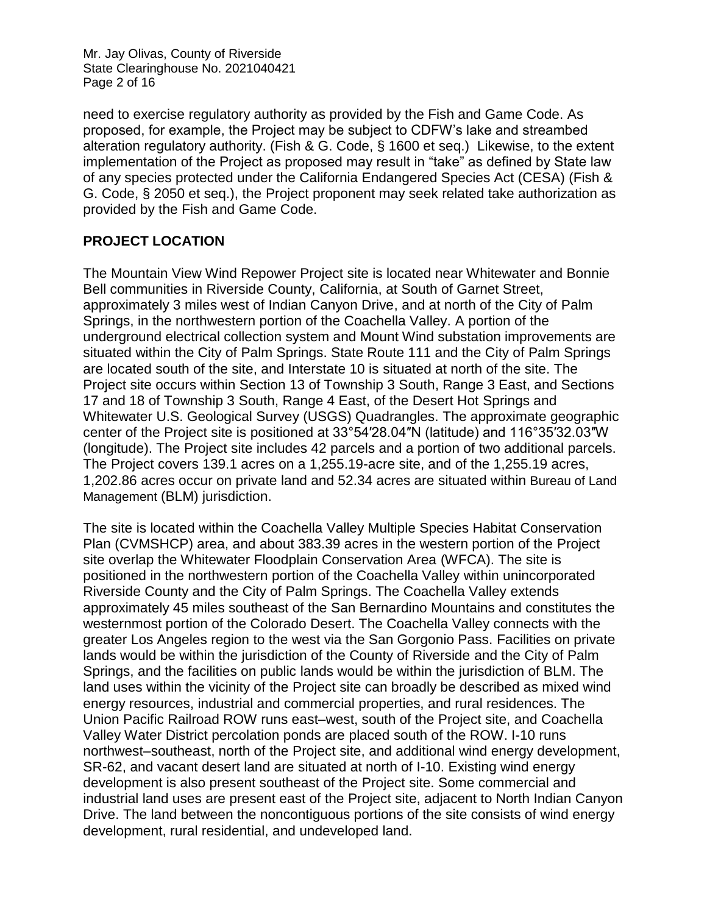need to exercise regulatory authority as provided by the Fish and Game Code. As proposed, for example, the Project may be subject to CDFW's lake and streambed alteration regulatory authority. (Fish & G. Code, § 1600 et seq.) Likewise, to the extent implementation of the Project as proposed may result in "take" as defined by State law of any species protected under the California Endangered Species Act (CESA) (Fish & G. Code, § 2050 et seq.), the Project proponent may seek related take authorization as provided by the Fish and Game Code.

## PROJECT LOCATION

The Mountain View Wind Repower Project site is located near Whitewater and Bonnie Bell communities in Riverside County, California, at South of Garnet Street, approximately 3 miles west of Indian Canyon Drive, and at north of the City of Palm Springs, in the northwestern portion of the Coachella Valley. A portion of the underground electrical collection system and Mount Wind substation improvements are situated within the City of Palm Springs. State Route 111 and the City of Palm Springs are located south of the site, and Interstate 10 is situated at north of the site. The Project site occurs within Section 13 of Township 3 South, Range 3 East, and Sections 17 and 18 of Township 3 South, Range 4 East, of the Desert Hot Springs and Whitewater U.S. Geological Survey (USGS) Quadrangles. The approximate geographic center of the Project site is positioned at 33°54′28.04″N (latitude) and 116°35′32.03″W (longitude). The Project site includes 42 parcels and a portion of two additional parcels. The Project covers 139.1 acres on a 1,255.19-acre site, and of the 1,255.19 acres, 1,202.86 acres occur on private land and 52.34 acres are situated within Bureau of Land Management (BLM) jurisdiction.

The site is located within the Coachella Valley Multiple Species Habitat Conservation Plan (CVMSHCP) area, and about 383.39 acres in the western portion of the Project site overlap the Whitewater Floodplain Conservation Area (WFCA). The site is positioned in the northwestern portion of the Coachella Valley within unincorporated Riverside County and the City of Palm Springs. The Coachella Valley extends approximately 45 miles southeast of the San Bernardino Mountains and constitutes the westernmost portion of the Colorado Desert. The Coachella Valley connects with the greater Los Angeles region to the west via the San Gorgonio Pass. Facilities on private lands would be within the jurisdiction of the County of Riverside and the City of Palm Springs, and the facilities on public lands would be within the jurisdiction of BLM. The land uses within the vicinity of the Project site can broadly be described as mixed wind energy resources, industrial and commercial properties, and rural residences. The Union Pacific Railroad ROW runs east–west, south of the Project site, and Coachella Valley Water District percolation ponds are placed south of the ROW. I-10 runs northwest–southeast, north of the Project site, and additional wind energy development, SR-62, and vacant desert land are situated at north of I-10. Existing wind energy development is also present southeast of the Project site. Some commercial and industrial land uses are present east of the Project site, adjacent to North Indian Canyon Drive. The land between the noncontiguous portions of the site consists of wind energy development, rural residential, and undeveloped land.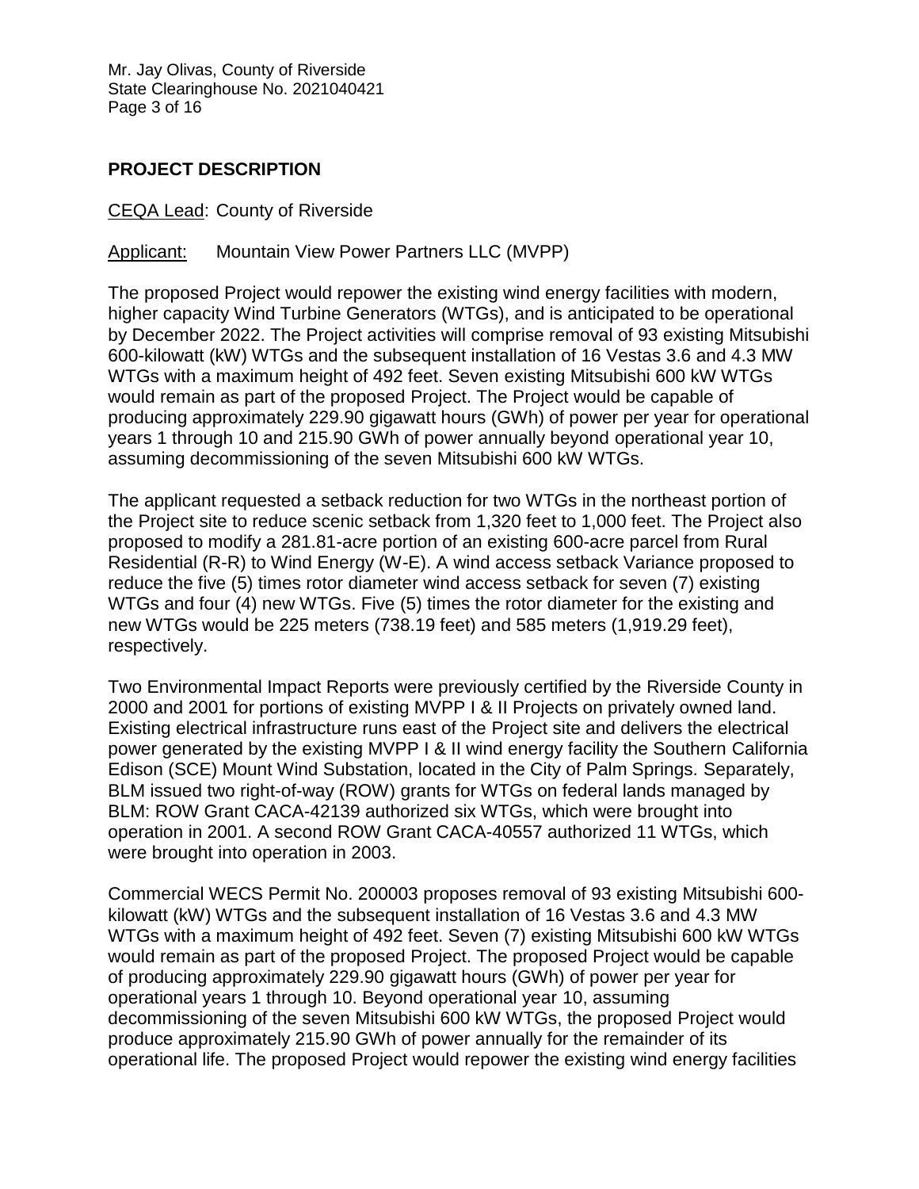## PROJECT DESCRIPTION

<u>CEQA Lead</u>: County of Riverside

<u>Applicant:</u> Mountain View Power Partners LLC (MVPP)

The proposed Project would repower the existing wind energy facilities with modern, higher capacity Wind Turbine Generators (WTGs), and is anticipated to be operational by December 2022. The Project activities will comprise removal of 93 existing Mitsubishi 600-kilowatt (kW) WTGs and the subsequent installation of 16 Vestas 3.6 and 4.3 MW WTGs with a maximum height of 492 feet. Seven existing Mitsubishi 600 kW WTGs would remain as part of the proposed Project. The Project would be capable of producing approximately 229.90 gigawatt hours (GWh) of power per year for operational years 1 through 10 and 215.90 GWh of power annually beyond operational year 10, assuming decommissioning of the seven Mitsubishi 600 kW WTGs.

The applicant requested a setback reduction for two WTGs in the northeast portion of the Project site to reduce scenic setback from 1,320 feet to 1,000 feet. The Project also proposed to modify a 281.81-acre portion of an existing 600-acre parcel from Rural Residential (R-R) to Wind Energy (W-E). A wind access setback Variance proposed to reduce the five (5) times rotor diameter wind access setback for seven (7) existing WTGs and four (4) new WTGs. Five (5) times the rotor diameter for the existing and new WTGs would be 225 meters (738.19 feet) and 585 meters (1,919.29 feet), respectively.

Two Environmental Impact Reports were previously certified by the Riverside County in 2000 and 2001 for portions of existing MVPP I & II Projects on privately owned land. Existing electrical infrastructure runs east of the Project site and delivers the electrical power generated by the existing MVPP I & II wind energy facility the Southern California Edison (SCE) Mount Wind Substation, located in the City of Palm Springs. Separately, BLM issued two right-of-way (ROW) grants for WTGs on federal lands managed by BLM: ROW Grant CACA-42139 authorized six WTGs, which were brought into operation in 2001. A second ROW Grant CACA-40557 authorized 11 WTGs, which were brought into operation in 2003.

Commercial WECS Permit No. 200003 proposes removal of 93 existing Mitsubishi 600-kilowatt (kW) WTGs and the subsequent installation of 16 Vestas 3.6 and 4.3 MW WTGs with a maximum height of 492 feet. Seven (7) existing Mitsubishi 600 kW WTGs would remain as part of the proposed Project. The proposed Project would be capable of producing approximately 229.90 gigawatt hours (GWh) of power per year for operational years 1 through 10. Beyond operational year 10, assuming decommissioning of the seven Mitsubishi 600 kW WTGs, the proposed Project would produce approximately 215.90 GWh of power annually for the remainder of its operational life. The proposed Project would repower the existing wind energy facilities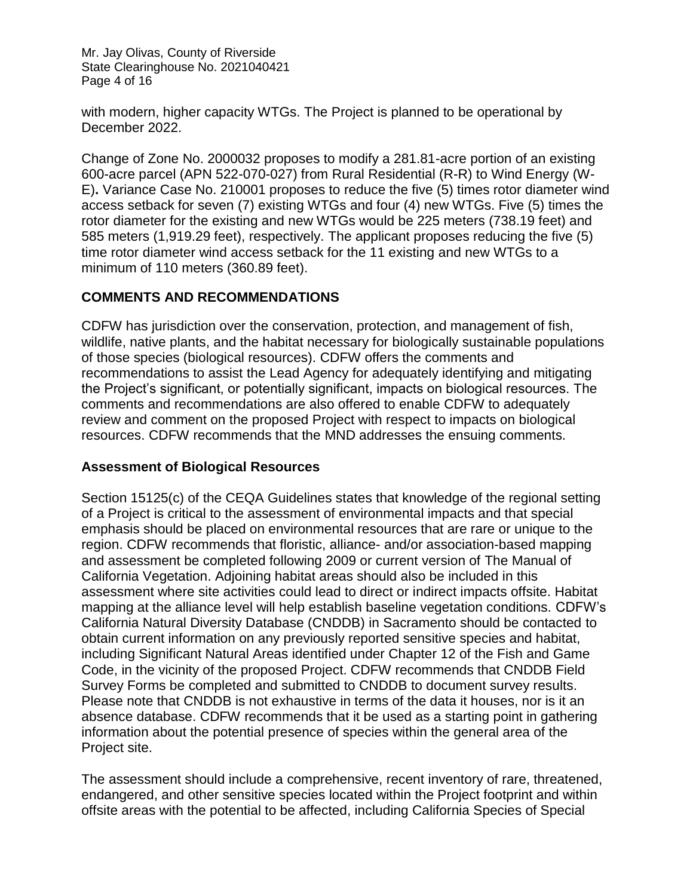with modern, higher capacity WTGs. The Project is planned to be operational by December 2022.

Change of Zone No. 2000032 proposes to modify a 281.81-acre portion of an existing 600-acre parcel (APN 522-070-027) from Rural Residential (R-R) to Wind Energy (W-E). Variance Case No. 210001 proposes to reduce the five (5) times rotor diameter wind access setback for seven (7) existing WTGs and four (4) new WTGs. Five (5) times the rotor diameter for the existing and new WTGs would be 225 meters (738.19 feet) and 585 meters (1,919.29 feet), respectively. The applicant proposes reducing the five (5) time rotor diameter wind access setback for the 11 existing and new WTGs to a minimum of 110 meters (360.89 feet).

## COMMENTS AND RECOMMENDATIONS

CDFW has jurisdiction over the conservation, protection, and management of fish, wildlife, native plants, and the habitat necessary for biologically sustainable populations of those species (biological resources). CDFW offers the comments and recommendations to assist the Lead Agency for adequately identifying and mitigating the Project's significant, or potentially significant, impacts on biological resources. The comments and recommendations are also offered to enable CDFW to adequately review and comment on the proposed Project with respect to impacts on biological resources. CDFW recommends that the MND addresses the ensuing comments.

### Assessment of Biological Resources

Section 15125(c) of the CEQA Guidelines states that knowledge of the regional setting of a Project is critical to the assessment of environmental impacts and that special emphasis should be placed on environmental resources that are rare or unique to the region. CDFW recommends that floristic, alliance- and/or association-based mapping and assessment be completed following 2009 or current version of The Manual of California Vegetation. Adjoining habitat areas should also be included in this assessment where site activities could lead to direct or indirect impacts offsite. Habitat mapping at the alliance level will help establish baseline vegetation conditions. CDFW's California Natural Diversity Database (CNDDB) in Sacramento should be contacted to obtain current information on any previously reported sensitive species and habitat, including Significant Natural Areas identified under Chapter 12 of the Fish and Game Code, in the vicinity of the proposed Project. CDFW recommends that CNDDB Field Survey Forms be completed and submitted to CNDDB to document survey results. Please note that CNDDB is not exhaustive in terms of the data it houses, nor is it an absence database. CDFW recommends that it be used as a starting point in gathering information about the potential presence of species within the general area of the Project site.

The assessment should include a comprehensive, recent inventory of rare, threatened, endangered, and other sensitive species located within the Project footprint and within offsite areas with the potential to be affected, including California Species of Special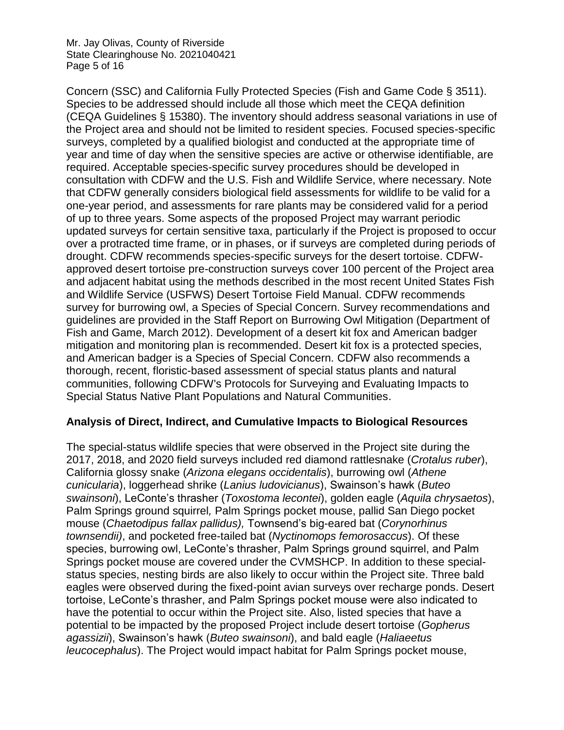Concern (SSC) and California Fully Protected Species (Fish and Game Code § 3511). Species to be addressed should include all those which meet the CEQA definition (CEQA Guidelines § 15380). The inventory should address seasonal variations in use of the Project area and should not be limited to resident species. Focused species-specific surveys, completed by a qualified biologist and conducted at the appropriate time of year and time of day when the sensitive species are active or otherwise identifiable, are required. Acceptable species-specific survey procedures should be developed in consultation with CDFW and the U.S. Fish and Wildlife Service, where necessary. Note that CDFW generally considers biological field assessments for wildlife to be valid for a one-year period, and assessments for rare plants may be considered valid for a period of up to three years. Some aspects of the proposed Project may warrant periodic updated surveys for certain sensitive taxa, particularly if the Project is proposed to occur over a protracted time frame, or in phases, or if surveys are completed during periods of drought. CDFW recommends species-specific surveys for the desert tortoise. CDFW-approved desert tortoise pre-construction surveys cover 100 percent of the Project area and adjacent habitat using the methods described in the most recent United States Fish and Wildlife Service (USFWS) Desert Tortoise Field Manual. CDFW recommends survey for burrowing owl, a Species of Special Concern. Survey recommendations and guidelines are provided in the Staff Report on Burrowing Owl Mitigation (Department of Fish and Game, March 2012). Development of a desert kit fox and American badger mitigation and monitoring plan is recommended. Desert kit fox is a protected species, and American badger is a Species of Special Concern. CDFW also recommends a thorough, recent, floristic-based assessment of special status plants and natural communities, following CDFW's Protocols for Surveying and Evaluating Impacts to Special Status Native Plant Populations and Natural Communities.

**Analysis of Direct, Indirect, and Cumulative Impacts to Biological Resources**

The special-status wildlife species that were observed in the Project site during the 2017, 2018, and 2020 field surveys included red diamond rattlesnake (*Crotalus ruber*), California glossy snake (*Arizona elegans occidentalis*), burrowing owl (*Athene cunicularia*), loggerhead shrike (*Lanius ludovicianus*), Swainson's hawk (*Buteo swainsoni*), LeConte's thrasher (*Toxostoma lecontei*), golden eagle (*Aquila chrysaetos*), Palm Springs ground squirrel*,* Palm Springs pocket mouse, pallid San Diego pocket mouse (*Chaetodipus fallax pallidus),* Townsend's big-eared bat (*Corynorhinus townsendii)*, and pocketed free-tailed bat (*Nyctinomops femorosaccus*). Of these species, burrowing owl, LeConte's thrasher, Palm Springs ground squirrel, and Palm Springs pocket mouse are covered under the CVMSHCP. In addition to these special-status species, nesting birds are also likely to occur within the Project site. Three bald eagles were observed during the fixed-point avian surveys over recharge ponds. Desert tortoise, LeConte's thrasher, and Palm Springs pocket mouse were also indicated to have the potential to occur within the Project site. Also, listed species that have a potential to be impacted by the proposed Project include desert tortoise (*Gopherus agassizii*), Swainson's hawk (*Buteo swainsoni*), and bald eagle (*Haliaeetus leucocephalus*). The Project would impact habitat for Palm Springs pocket mouse,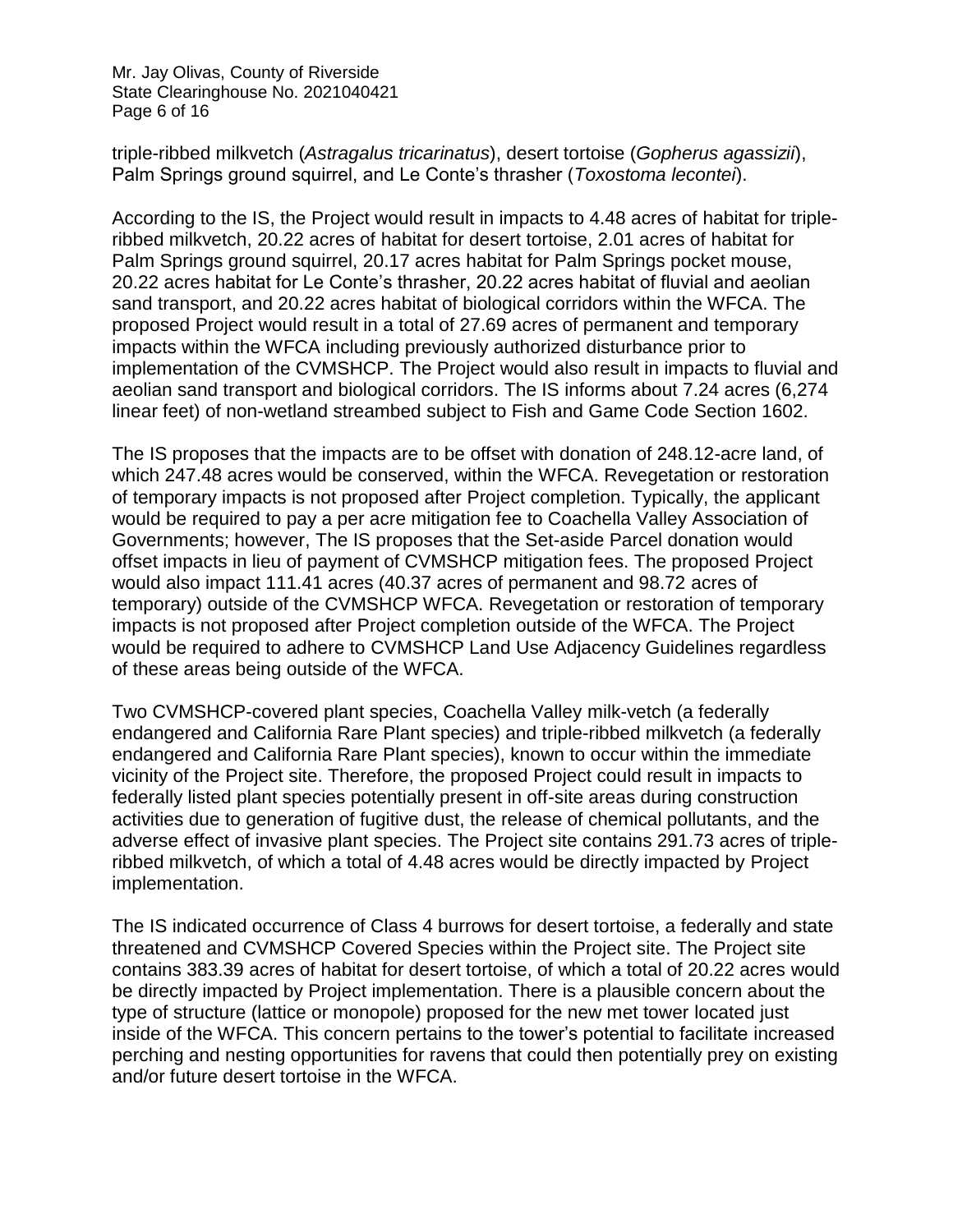triple-ribbed milkvetch (*Astragalus tricarinatus*), desert tortoise (*Gopherus agassizii*), Palm Springs ground squirrel, and Le Conte's thrasher (*Toxostoma lecontei*).

According to the IS, the Project would result in impacts to 4.48 acres of habitat for triple-ribbed milkvetch, 20.22 acres of habitat for desert tortoise, 2.01 acres of habitat for Palm Springs ground squirrel, 20.17 acres habitat for Palm Springs pocket mouse, 20.22 acres habitat for Le Conte's thrasher, 20.22 acres habitat of fluvial and aeolian sand transport, and 20.22 acres habitat of biological corridors within the WFCA. The proposed Project would result in a total of 27.69 acres of permanent and temporary impacts within the WFCA including previously authorized disturbance prior to implementation of the CVMSHCP. The Project would also result in impacts to fluvial and aeolian sand transport and biological corridors. The IS informs about 7.24 acres (6,274 linear feet) of non-wetland streambed subject to Fish and Game Code Section 1602.

The IS proposes that the impacts are to be offset with donation of 248.12-acre land, of which 247.48 acres would be conserved, within the WFCA. Revegetation or restoration of temporary impacts is not proposed after Project completion. Typically, the applicant would be required to pay a per acre mitigation fee to Coachella Valley Association of Governments; however, The IS proposes that the Set-aside Parcel donation would offset impacts in lieu of payment of CVMSHCP mitigation fees. The proposed Project would also impact 111.41 acres (40.37 acres of permanent and 98.72 acres of temporary) outside of the CVMSHCP WFCA. Revegetation or restoration of temporary impacts is not proposed after Project completion outside of the WFCA. The Project would be required to adhere to CVMSHCP Land Use Adjacency Guidelines regardless of these areas being outside of the WFCA.

Two CVMSHCP-covered plant species, Coachella Valley milk-vetch (a federally endangered and California Rare Plant species) and triple-ribbed milkvetch (a federally endangered and California Rare Plant species), known to occur within the immediate vicinity of the Project site. Therefore, the proposed Project could result in impacts to federally listed plant species potentially present in off-site areas during construction activities due to generation of fugitive dust, the release of chemical pollutants, and the adverse effect of invasive plant species. The Project site contains 291.73 acres of triple-ribbed milkvetch, of which a total of 4.48 acres would be directly impacted by Project implementation.

The IS indicated occurrence of Class 4 burrows for desert tortoise, a federally and state threatened and CVMSHCP Covered Species within the Project site. The Project site contains 383.39 acres of habitat for desert tortoise, of which a total of 20.22 acres would be directly impacted by Project implementation. There is a plausible concern about the type of structure (lattice or monopole) proposed for the new met tower located just inside of the WFCA. This concern pertains to the tower's potential to facilitate increased perching and nesting opportunities for ravens that could then potentially prey on existing and/or future desert tortoise in the WFCA.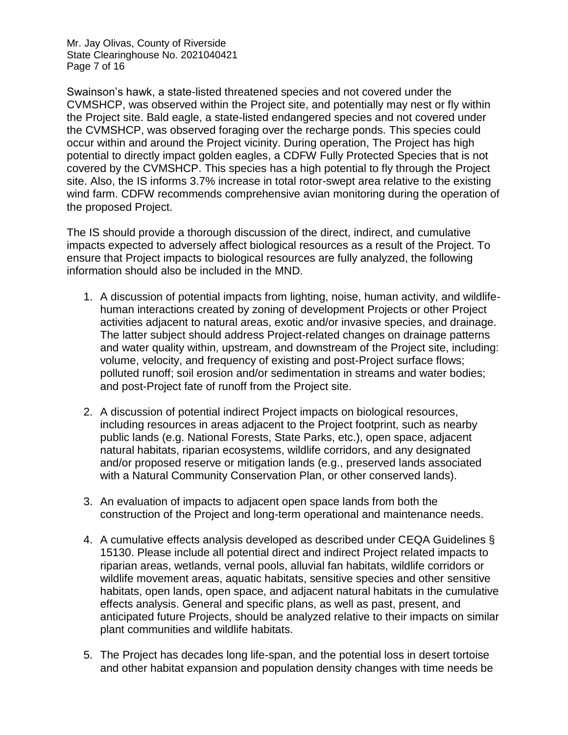Swainson's hawk, a state-listed threatened species and not covered under the CVMSHCP, was observed within the Project site, and potentially may nest or fly within the Project site. Bald eagle, a state-listed endangered species and not covered under the CVMSHCP, was observed foraging over the recharge ponds. This species could occur within and around the Project vicinity. During operation, The Project has high potential to directly impact golden eagles, a CDFW Fully Protected Species that is not covered by the CVMSHCP. This species has a high potential to fly through the Project site. Also, the IS informs 3.7% increase in total rotor-swept area relative to the existing wind farm. CDFW recommends comprehensive avian monitoring during the operation of the proposed Project.

The IS should provide a thorough discussion of the direct, indirect, and cumulative impacts expected to adversely affect biological resources as a result of the Project. To ensure that Project impacts to biological resources are fully analyzed, the following information should also be included in the MND.

1. A discussion of potential impacts from lighting, noise, human activity, and wildlife-human interactions created by zoning of development Projects or other Project activities adjacent to natural areas, exotic and/or invasive species, and drainage. The latter subject should address Project-related changes on drainage patterns and water quality within, upstream, and downstream of the Project site, including: volume, velocity, and frequency of existing and post-Project surface flows; polluted runoff; soil erosion and/or sedimentation in streams and water bodies; and post-Project fate of runoff from the Project site.

2. A discussion of potential indirect Project impacts on biological resources, including resources in areas adjacent to the Project footprint, such as nearby public lands (e.g. National Forests, State Parks, etc.), open space, adjacent natural habitats, riparian ecosystems, wildlife corridors, and any designated and/or proposed reserve or mitigation lands (e.g., preserved lands associated with a Natural Community Conservation Plan, or other conserved lands).

3. An evaluation of impacts to adjacent open space lands from both the construction of the Project and long-term operational and maintenance needs.

4. A cumulative effects analysis developed as described under CEQA Guidelines § 15130. Please include all potential direct and indirect Project related impacts to riparian areas, wetlands, vernal pools, alluvial fan habitats, wildlife corridors or wildlife movement areas, aquatic habitats, sensitive species and other sensitive habitats, open lands, open space, and adjacent natural habitats in the cumulative effects analysis. General and specific plans, as well as past, present, and anticipated future Projects, should be analyzed relative to their impacts on similar plant communities and wildlife habitats.

5. The Project has decades long life-span, and the potential loss in desert tortoise and other habitat expansion and population density changes with time needs be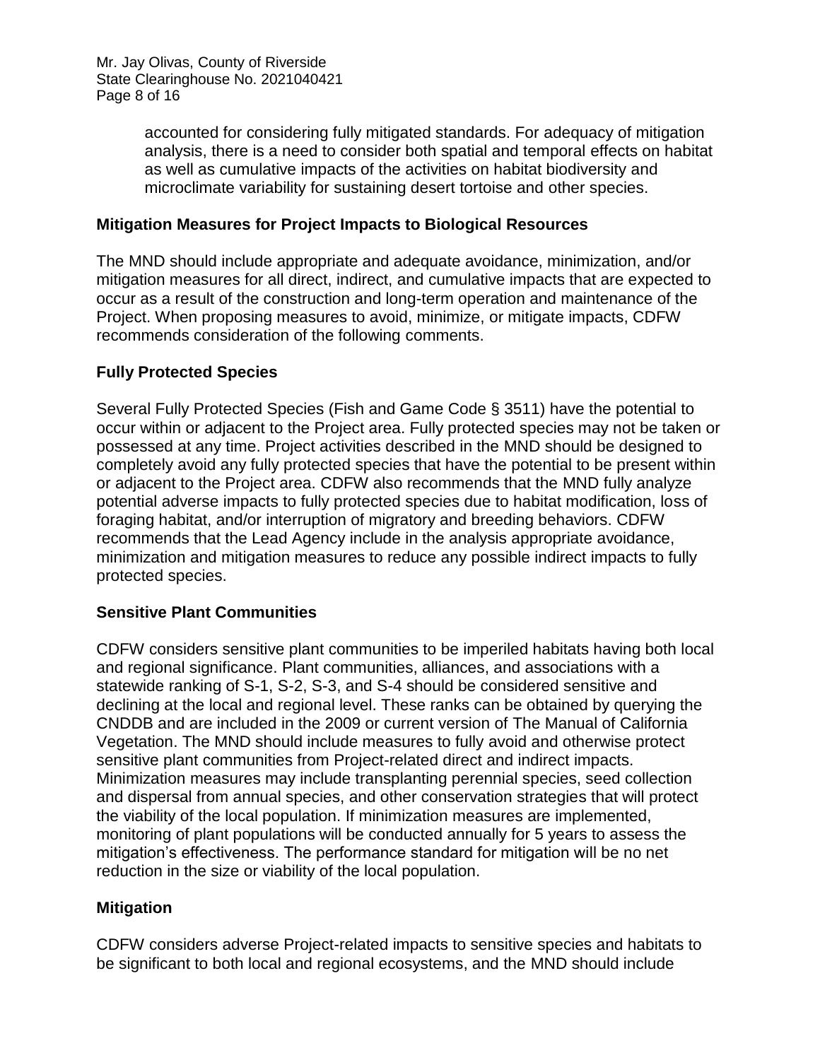accounted for considering fully mitigated standards. For adequacy of mitigation analysis, there is a need to consider both spatial and temporal effects on habitat as well as cumulative impacts of the activities on habitat biodiversity and microclimate variability for sustaining desert tortoise and other species.

**Mitigation Measures for Project Impacts to Biological Resources**

The MND should include appropriate and adequate avoidance, minimization, and/or mitigation measures for all direct, indirect, and cumulative impacts that are expected to occur as a result of the construction and long-term operation and maintenance of the Project. When proposing measures to avoid, minimize, or mitigate impacts, CDFW recommends consideration of the following comments.

**Fully Protected Species**

Several Fully Protected Species (Fish and Game Code § 3511) have the potential to occur within or adjacent to the Project area. Fully protected species may not be taken or possessed at any time. Project activities described in the MND should be designed to completely avoid any fully protected species that have the potential to be present within or adjacent to the Project area. CDFW also recommends that the MND fully analyze potential adverse impacts to fully protected species due to habitat modification, loss of foraging habitat, and/or interruption of migratory and breeding behaviors. CDFW recommends that the Lead Agency include in the analysis appropriate avoidance, minimization and mitigation measures to reduce any possible indirect impacts to fully protected species.

**Sensitive Plant Communities**

CDFW considers sensitive plant communities to be imperiled habitats having both local and regional significance. Plant communities, alliances, and associations with a statewide ranking of S-1, S-2, S-3, and S-4 should be considered sensitive and declining at the local and regional level. These ranks can be obtained by querying the CNDDB and are included in the 2009 or current version of The Manual of California Vegetation. The MND should include measures to fully avoid and otherwise protect sensitive plant communities from Project-related direct and indirect impacts. Minimization measures may include transplanting perennial species, seed collection and dispersal from annual species, and other conservation strategies that will protect the viability of the local population. If minimization measures are implemented, monitoring of plant populations will be conducted annually for 5 years to assess the mitigation's effectiveness. The performance standard for mitigation will be no net reduction in the size or viability of the local population.

**Mitigation**

CDFW considers adverse Project-related impacts to sensitive species and habitats to be significant to both local and regional ecosystems, and the MND should include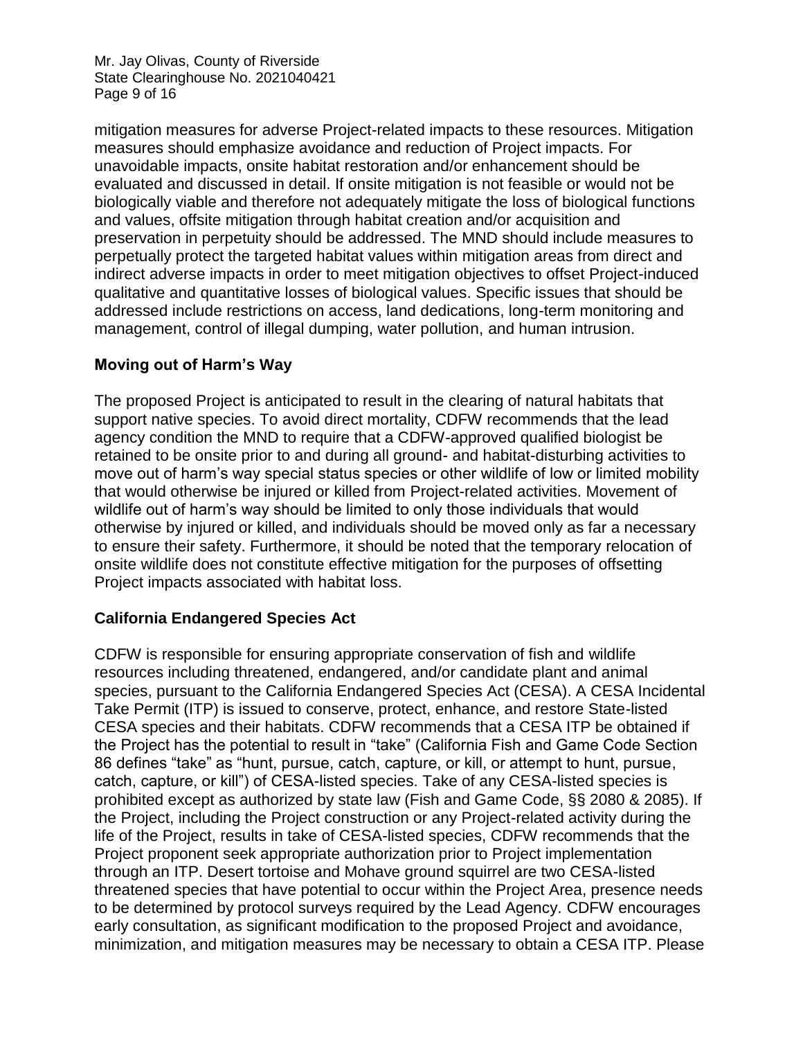mitigation measures for adverse Project-related impacts to these resources. Mitigation measures should emphasize avoidance and reduction of Project impacts. For unavoidable impacts, onsite habitat restoration and/or enhancement should be evaluated and discussed in detail. If onsite mitigation is not feasible or would not be biologically viable and therefore not adequately mitigate the loss of biological functions and values, offsite mitigation through habitat creation and/or acquisition and preservation in perpetuity should be addressed. The MND should include measures to perpetually protect the targeted habitat values within mitigation areas from direct and indirect adverse impacts in order to meet mitigation objectives to offset Project-induced qualitative and quantitative losses of biological values. Specific issues that should be addressed include restrictions on access, land dedications, long-term monitoring and management, control of illegal dumping, water pollution, and human intrusion.

**Moving out of Harm's Way**

The proposed Project is anticipated to result in the clearing of natural habitats that support native species. To avoid direct mortality, CDFW recommends that the lead agency condition the MND to require that a CDFW-approved qualified biologist be retained to be onsite prior to and during all ground- and habitat-disturbing activities to move out of harm's way special status species or other wildlife of low or limited mobility that would otherwise be injured or killed from Project-related activities. Movement of wildlife out of harm's way should be limited to only those individuals that would otherwise by injured or killed, and individuals should be moved only as far a necessary to ensure their safety. Furthermore, it should be noted that the temporary relocation of onsite wildlife does not constitute effective mitigation for the purposes of offsetting Project impacts associated with habitat loss.

**California Endangered Species Act**

CDFW is responsible for ensuring appropriate conservation of fish and wildlife resources including threatened, endangered, and/or candidate plant and animal species, pursuant to the California Endangered Species Act (CESA). A CESA Incidental Take Permit (ITP) is issued to conserve, protect, enhance, and restore State-listed CESA species and their habitats. CDFW recommends that a CESA ITP be obtained if the Project has the potential to result in "take" (California Fish and Game Code Section 86 defines "take" as "hunt, pursue, catch, capture, or kill, or attempt to hunt, pursue, catch, capture, or kill") of CESA-listed species. Take of any CESA-listed species is prohibited except as authorized by state law (Fish and Game Code, §§ 2080 & 2085). If the Project, including the Project construction or any Project-related activity during the life of the Project, results in take of CESA-listed species, CDFW recommends that the Project proponent seek appropriate authorization prior to Project implementation through an ITP. Desert tortoise and Mohave ground squirrel are two CESA-listed threatened species that have potential to occur within the Project Area, presence needs to be determined by protocol surveys required by the Lead Agency. CDFW encourages early consultation, as significant modification to the proposed Project and avoidance, minimization, and mitigation measures may be necessary to obtain a CESA ITP. Please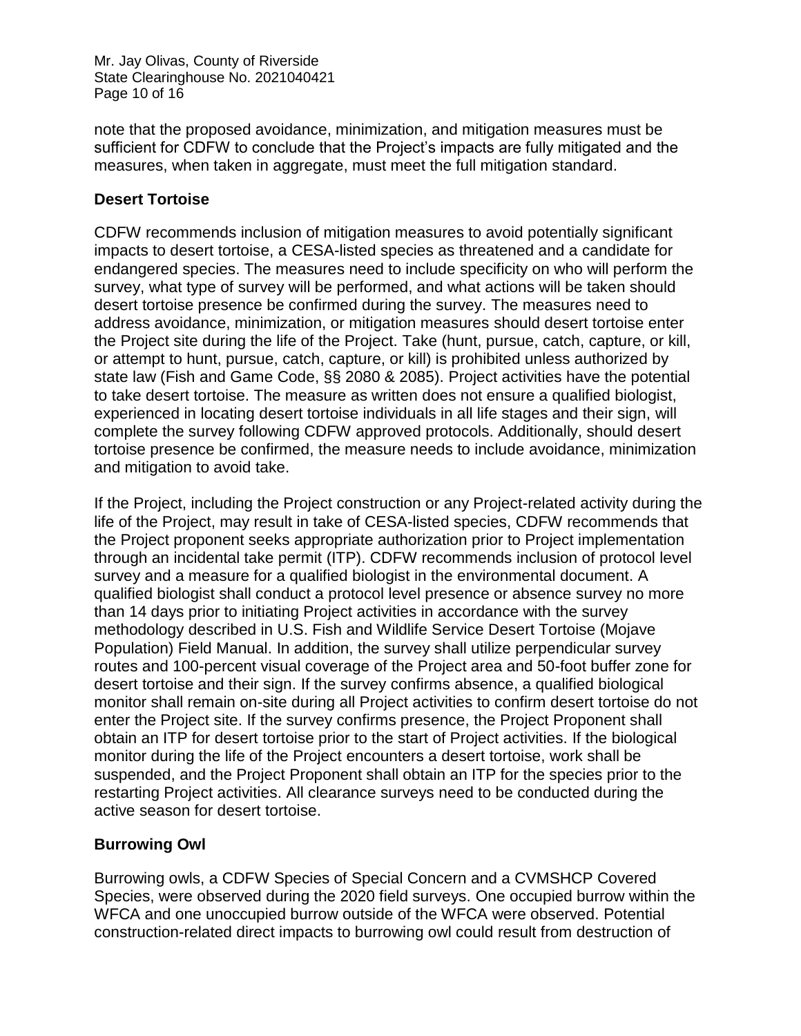note that the proposed avoidance, minimization, and mitigation measures must be sufficient for CDFW to conclude that the Project's impacts are fully mitigated and the measures, when taken in aggregate, must meet the full mitigation standard.

**Desert Tortoise**

CDFW recommends inclusion of mitigation measures to avoid potentially significant impacts to desert tortoise, a CESA-listed species as threatened and a candidate for endangered species. The measures need to include specificity on who will perform the survey, what type of survey will be performed, and what actions will be taken should desert tortoise presence be confirmed during the survey. The measures need to address avoidance, minimization, or mitigation measures should desert tortoise enter the Project site during the life of the Project. Take (hunt, pursue, catch, capture, or kill, or attempt to hunt, pursue, catch, capture, or kill) is prohibited unless authorized by state law (Fish and Game Code, §§ 2080 & 2085). Project activities have the potential to take desert tortoise. The measure as written does not ensure a qualified biologist, experienced in locating desert tortoise individuals in all life stages and their sign, will complete the survey following CDFW approved protocols. Additionally, should desert tortoise presence be confirmed, the measure needs to include avoidance, minimization and mitigation to avoid take.

If the Project, including the Project construction or any Project-related activity during the life of the Project, may result in take of CESA-listed species, CDFW recommends that the Project proponent seeks appropriate authorization prior to Project implementation through an incidental take permit (ITP). CDFW recommends inclusion of protocol level survey and a measure for a qualified biologist in the environmental document. A qualified biologist shall conduct a protocol level presence or absence survey no more than 14 days prior to initiating Project activities in accordance with the survey methodology described in U.S. Fish and Wildlife Service Desert Tortoise (Mojave Population) Field Manual. In addition, the survey shall utilize perpendicular survey routes and 100-percent visual coverage of the Project area and 50-foot buffer zone for desert tortoise and their sign. If the survey confirms absence, a qualified biological monitor shall remain on-site during all Project activities to confirm desert tortoise do not enter the Project site. If the survey confirms presence, the Project Proponent shall obtain an ITP for desert tortoise prior to the start of Project activities. If the biological monitor during the life of the Project encounters a desert tortoise, work shall be suspended, and the Project Proponent shall obtain an ITP for the species prior to the restarting Project activities. All clearance surveys need to be conducted during the active season for desert tortoise.

**Burrowing Owl**

Burrowing owls, a CDFW Species of Special Concern and a CVMSHCP Covered Species, were observed during the 2020 field surveys. One occupied burrow within the WFCA and one unoccupied burrow outside of the WFCA were observed. Potential construction-related direct impacts to burrowing owl could result from destruction of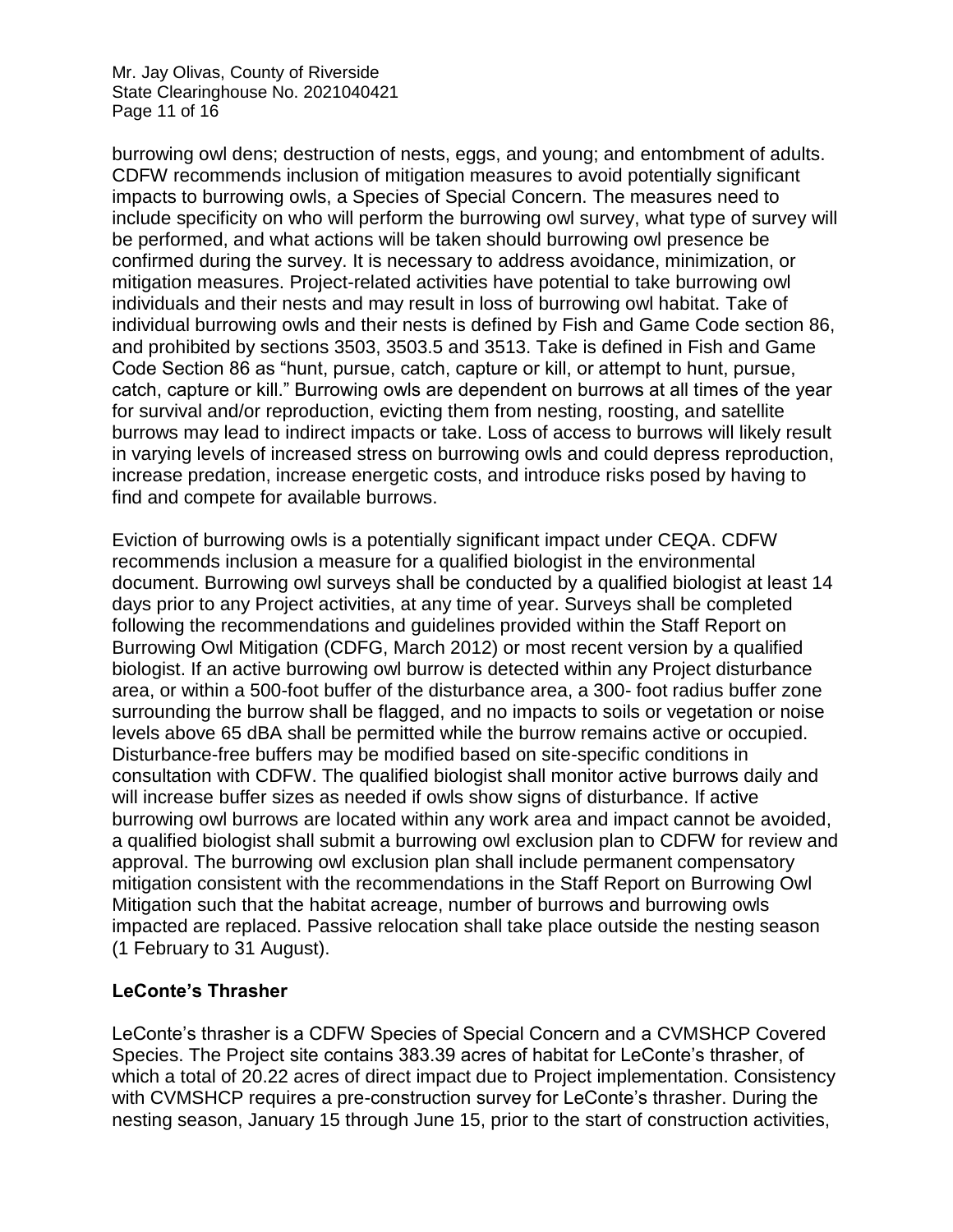burrowing owl dens; destruction of nests, eggs, and young; and entombment of adults. CDFW recommends inclusion of mitigation measures to avoid potentially significant impacts to burrowing owls, a Species of Special Concern. The measures need to include specificity on who will perform the burrowing owl survey, what type of survey will be performed, and what actions will be taken should burrowing owl presence be confirmed during the survey. It is necessary to address avoidance, minimization, or mitigation measures. Project-related activities have potential to take burrowing owl individuals and their nests and may result in loss of burrowing owl habitat. Take of individual burrowing owls and their nests is defined by Fish and Game Code section 86, and prohibited by sections 3503, 3503.5 and 3513. Take is defined in Fish and Game Code Section 86 as "hunt, pursue, catch, capture or kill, or attempt to hunt, pursue, catch, capture or kill." Burrowing owls are dependent on burrows at all times of the year for survival and/or reproduction, evicting them from nesting, roosting, and satellite burrows may lead to indirect impacts or take. Loss of access to burrows will likely result in varying levels of increased stress on burrowing owls and could depress reproduction, increase predation, increase energetic costs, and introduce risks posed by having to find and compete for available burrows.

Eviction of burrowing owls is a potentially significant impact under CEQA. CDFW recommends inclusion a measure for a qualified biologist in the environmental document. Burrowing owl surveys shall be conducted by a qualified biologist at least 14 days prior to any Project activities, at any time of year. Surveys shall be completed following the recommendations and guidelines provided within the Staff Report on Burrowing Owl Mitigation (CDFG, March 2012) or most recent version by a qualified biologist. If an active burrowing owl burrow is detected within any Project disturbance area, or within a 500-foot buffer of the disturbance area, a 300- foot radius buffer zone surrounding the burrow shall be flagged, and no impacts to soils or vegetation or noise levels above 65 dBA shall be permitted while the burrow remains active or occupied. Disturbance-free buffers may be modified based on site-specific conditions in consultation with CDFW. The qualified biologist shall monitor active burrows daily and will increase buffer sizes as needed if owls show signs of disturbance. If active burrowing owl burrows are located within any work area and impact cannot be avoided, a qualified biologist shall submit a burrowing owl exclusion plan to CDFW for review and approval. The burrowing owl exclusion plan shall include permanent compensatory mitigation consistent with the recommendations in the Staff Report on Burrowing Owl Mitigation such that the habitat acreage, number of burrows and burrowing owls impacted are replaced. Passive relocation shall take place outside the nesting season (1 February to 31 August).

**LeConte's Thrasher**

LeConte's thrasher is a CDFW Species of Special Concern and a CVMSHCP Covered Species. The Project site contains 383.39 acres of habitat for LeConte's thrasher, of which a total of 20.22 acres of direct impact due to Project implementation. Consistency with CVMSHCP requires a pre-construction survey for LeConte's thrasher. During the nesting season, January 15 through June 15, prior to the start of construction activities,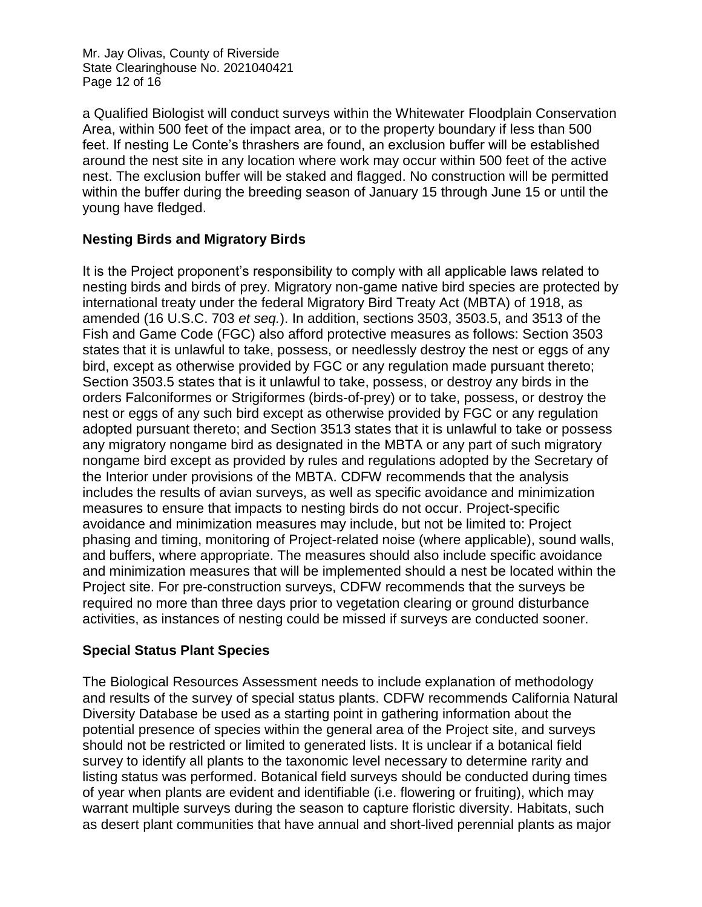a Qualified Biologist will conduct surveys within the Whitewater Floodplain Conservation Area, within 500 feet of the impact area, or to the property boundary if less than 500 feet. If nesting Le Conte's thrashers are found, an exclusion buffer will be established around the nest site in any location where work may occur within 500 feet of the active nest. The exclusion buffer will be staked and flagged. No construction will be permitted within the buffer during the breeding season of January 15 through June 15 or until the young have fledged.

## Nesting Birds and Migratory Birds

It is the Project proponent's responsibility to comply with all applicable laws related to nesting birds and birds of prey. Migratory non-game native bird species are protected by international treaty under the federal Migratory Bird Treaty Act (MBTA) of 1918, as amended (16 U.S.C. 703 *et seq.*). In addition, sections 3503, 3503.5, and 3513 of the Fish and Game Code (FGC) also afford protective measures as follows: Section 3503 states that it is unlawful to take, possess, or needlessly destroy the nest or eggs of any bird, except as otherwise provided by FGC or any regulation made pursuant thereto; Section 3503.5 states that is it unlawful to take, possess, or destroy any birds in the orders Falconiformes or Strigiformes (birds-of-prey) or to take, possess, or destroy the nest or eggs of any such bird except as otherwise provided by FGC or any regulation adopted pursuant thereto; and Section 3513 states that it is unlawful to take or possess any migratory nongame bird as designated in the MBTA or any part of such migratory nongame bird except as provided by rules and regulations adopted by the Secretary of the Interior under provisions of the MBTA. CDFW recommends that the analysis includes the results of avian surveys, as well as specific avoidance and minimization measures to ensure that impacts to nesting birds do not occur. Project-specific avoidance and minimization measures may include, but not be limited to: Project phasing and timing, monitoring of Project-related noise (where applicable), sound walls, and buffers, where appropriate. The measures should also include specific avoidance and minimization measures that will be implemented should a nest be located within the Project site. For pre-construction surveys, CDFW recommends that the surveys be required no more than three days prior to vegetation clearing or ground disturbance activities, as instances of nesting could be missed if surveys are conducted sooner.

## Special Status Plant Species

The Biological Resources Assessment needs to include explanation of methodology and results of the survey of special status plants. CDFW recommends California Natural Diversity Database be used as a starting point in gathering information about the potential presence of species within the general area of the Project site, and surveys should not be restricted or limited to generated lists. It is unclear if a botanical field survey to identify all plants to the taxonomic level necessary to determine rarity and listing status was performed. Botanical field surveys should be conducted during times of year when plants are evident and identifiable (i.e. flowering or fruiting), which may warrant multiple surveys during the season to capture floristic diversity. Habitats, such as desert plant communities that have annual and short-lived perennial plants as major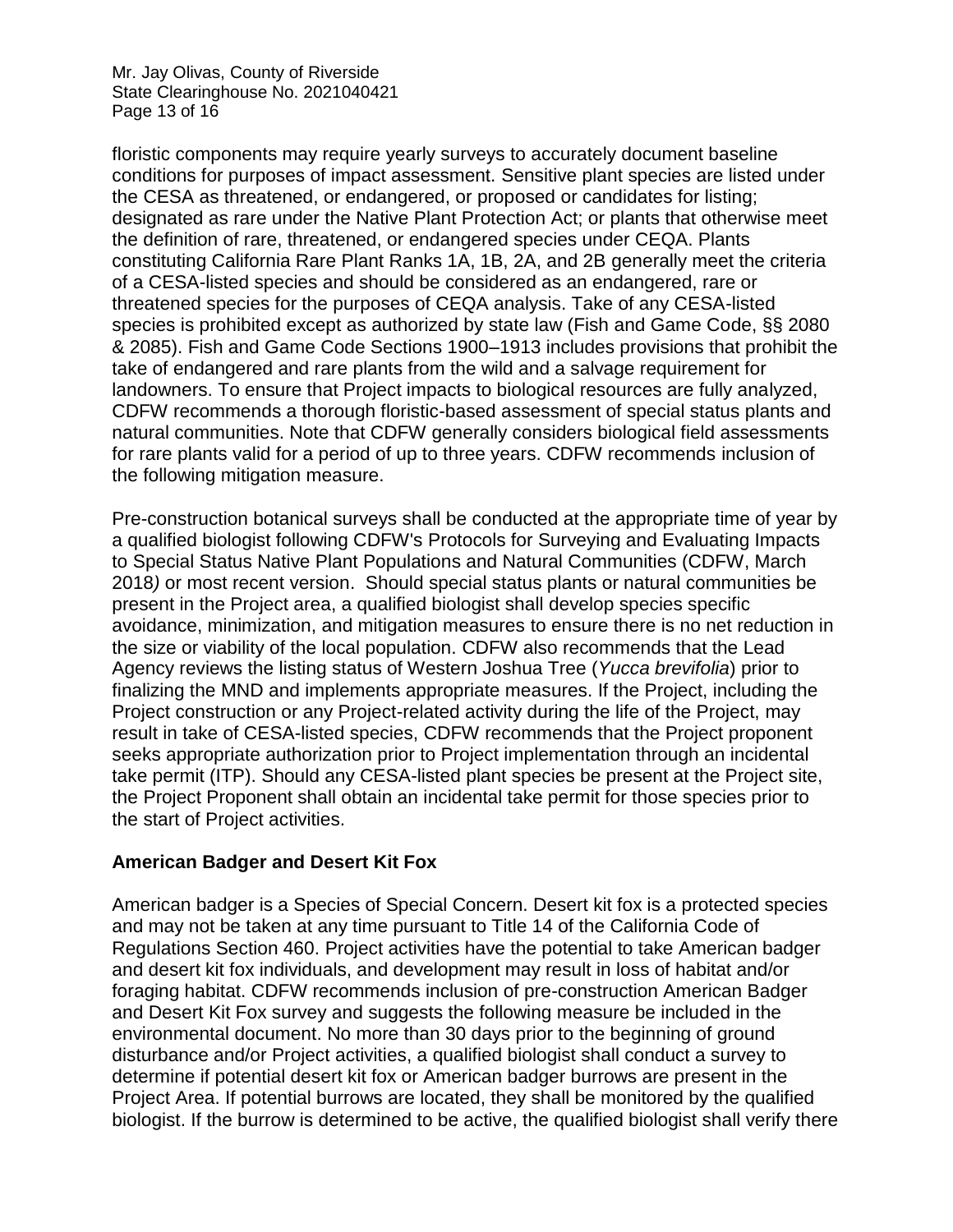floristic components may require yearly surveys to accurately document baseline conditions for purposes of impact assessment. Sensitive plant species are listed under the CESA as threatened, or endangered, or proposed or candidates for listing; designated as rare under the Native Plant Protection Act; or plants that otherwise meet the definition of rare, threatened, or endangered species under CEQA. Plants constituting California Rare Plant Ranks 1A, 1B, 2A, and 2B generally meet the criteria of a CESA-listed species and should be considered as an endangered, rare or threatened species for the purposes of CEQA analysis. Take of any CESA-listed species is prohibited except as authorized by state law (Fish and Game Code, §§ 2080 & 2085). Fish and Game Code Sections 1900–1913 includes provisions that prohibit the take of endangered and rare plants from the wild and a salvage requirement for landowners. To ensure that Project impacts to biological resources are fully analyzed, CDFW recommends a thorough floristic-based assessment of special status plants and natural communities. Note that CDFW generally considers biological field assessments for rare plants valid for a period of up to three years. CDFW recommends inclusion of the following mitigation measure.

Pre-construction botanical surveys shall be conducted at the appropriate time of year by a qualified biologist following CDFW's Protocols for Surveying and Evaluating Impacts to Special Status Native Plant Populations and Natural Communities (CDFW, March 2018*)* or most recent version. Should special status plants or natural communities be present in the Project area, a qualified biologist shall develop species specific avoidance, minimization, and mitigation measures to ensure there is no net reduction in the size or viability of the local population. CDFW also recommends that the Lead Agency reviews the listing status of Western Joshua Tree (*Yucca brevifolia*) prior to finalizing the MND and implements appropriate measures. If the Project, including the Project construction or any Project-related activity during the life of the Project, may result in take of CESA-listed species, CDFW recommends that the Project proponent seeks appropriate authorization prior to Project implementation through an incidental take permit (ITP). Should any CESA-listed plant species be present at the Project site, the Project Proponent shall obtain an incidental take permit for those species prior to the start of Project activities.

**American Badger and Desert Kit Fox**

American badger is a Species of Special Concern. Desert kit fox is a protected species and may not be taken at any time pursuant to Title 14 of the California Code of Regulations Section 460. Project activities have the potential to take American badger and desert kit fox individuals, and development may result in loss of habitat and/or foraging habitat. CDFW recommends inclusion of pre-construction American Badger and Desert Kit Fox survey and suggests the following measure be included in the environmental document. No more than 30 days prior to the beginning of ground disturbance and/or Project activities, a qualified biologist shall conduct a survey to determine if potential desert kit fox or American badger burrows are present in the Project Area. If potential burrows are located, they shall be monitored by the qualified biologist. If the burrow is determined to be active, the qualified biologist shall verify there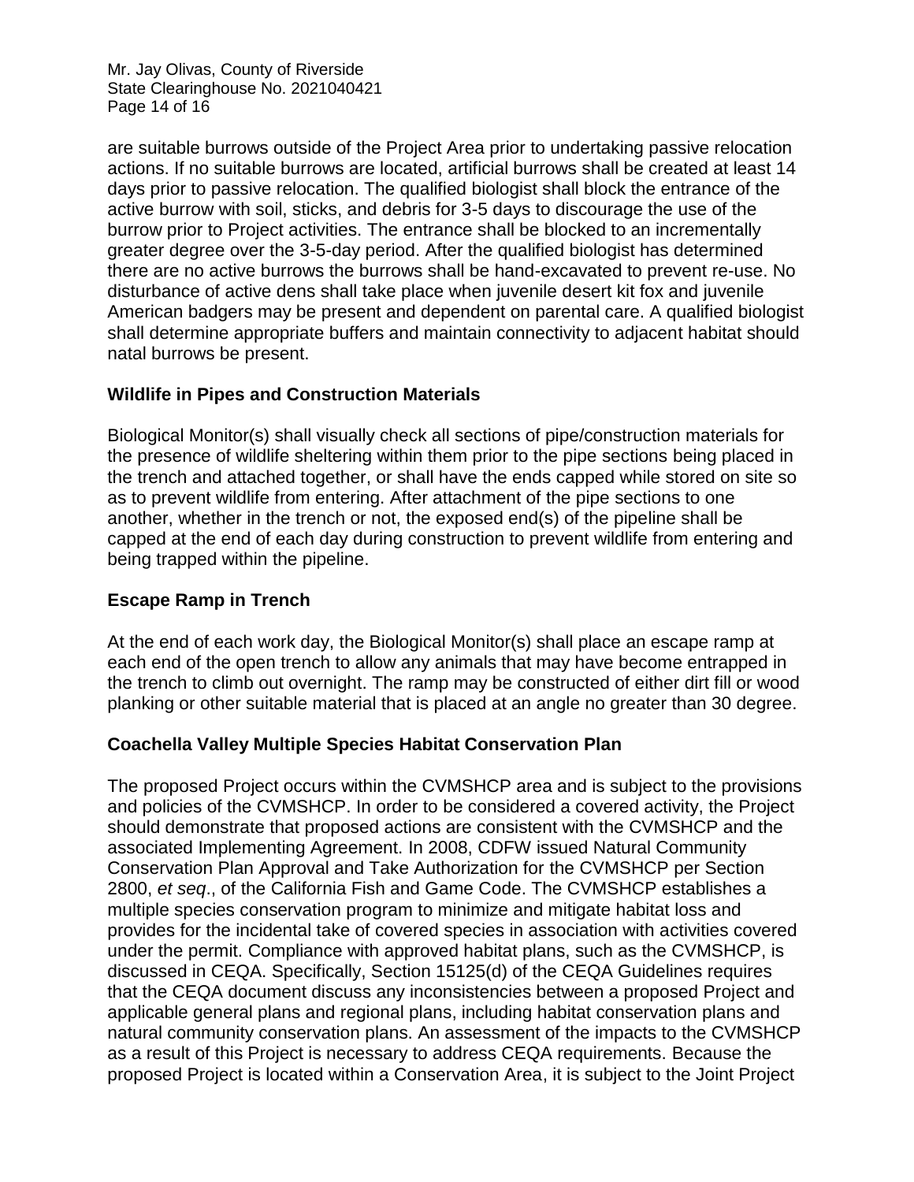are suitable burrows outside of the Project Area prior to undertaking passive relocation actions. If no suitable burrows are located, artificial burrows shall be created at least 14 days prior to passive relocation. The qualified biologist shall block the entrance of the active burrow with soil, sticks, and debris for 3-5 days to discourage the use of the burrow prior to Project activities. The entrance shall be blocked to an incrementally greater degree over the 3-5-day period. After the qualified biologist has determined there are no active burrows the burrows shall be hand-excavated to prevent re-use. No disturbance of active dens shall take place when juvenile desert kit fox and juvenile American badgers may be present and dependent on parental care. A qualified biologist shall determine appropriate buffers and maintain connectivity to adjacent habitat should natal burrows be present.

**Wildlife in Pipes and Construction Materials**

Biological Monitor(s) shall visually check all sections of pipe/construction materials for the presence of wildlife sheltering within them prior to the pipe sections being placed in the trench and attached together, or shall have the ends capped while stored on site so as to prevent wildlife from entering. After attachment of the pipe sections to one another, whether in the trench or not, the exposed end(s) of the pipeline shall be capped at the end of each day during construction to prevent wildlife from entering and being trapped within the pipeline.

**Escape Ramp in Trench**

At the end of each work day, the Biological Monitor(s) shall place an escape ramp at each end of the open trench to allow any animals that may have become entrapped in the trench to climb out overnight. The ramp may be constructed of either dirt fill or wood planking or other suitable material that is placed at an angle no greater than 30 degree.

**Coachella Valley Multiple Species Habitat Conservation Plan**

The proposed Project occurs within the CVMSHCP area and is subject to the provisions and policies of the CVMSHCP. In order to be considered a covered activity, the Project should demonstrate that proposed actions are consistent with the CVMSHCP and the associated Implementing Agreement. In 2008, CDFW issued Natural Community Conservation Plan Approval and Take Authorization for the CVMSHCP per Section 2800, *et seq*., of the California Fish and Game Code. The CVMSHCP establishes a multiple species conservation program to minimize and mitigate habitat loss and provides for the incidental take of covered species in association with activities covered under the permit. Compliance with approved habitat plans, such as the CVMSHCP, is discussed in CEQA. Specifically, Section 15125(d) of the CEQA Guidelines requires that the CEQA document discuss any inconsistencies between a proposed Project and applicable general plans and regional plans, including habitat conservation plans and natural community conservation plans. An assessment of the impacts to the CVMSHCP as a result of this Project is necessary to address CEQA requirements. Because the proposed Project is located within a Conservation Area, it is subject to the Joint Project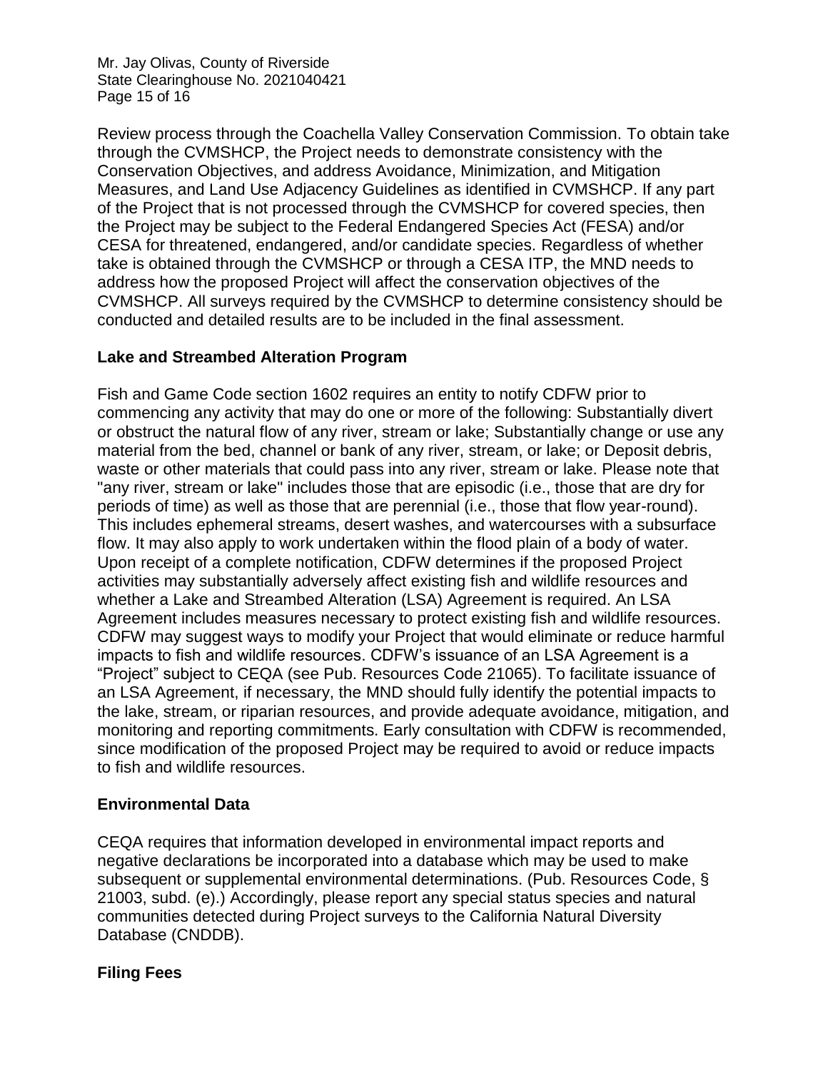Review process through the Coachella Valley Conservation Commission. To obtain take through the CVMSHCP, the Project needs to demonstrate consistency with the Conservation Objectives, and address Avoidance, Minimization, and Mitigation Measures, and Land Use Adjacency Guidelines as identified in CVMSHCP. If any part of the Project that is not processed through the CVMSHCP for covered species, then the Project may be subject to the Federal Endangered Species Act (FESA) and/or CESA for threatened, endangered, and/or candidate species. Regardless of whether take is obtained through the CVMSHCP or through a CESA ITP, the MND needs to address how the proposed Project will affect the conservation objectives of the CVMSHCP. All surveys required by the CVMSHCP to determine consistency should be conducted and detailed results are to be included in the final assessment.

**Lake and Streambed Alteration Program**

Fish and Game Code section 1602 requires an entity to notify CDFW prior to commencing any activity that may do one or more of the following: Substantially divert or obstruct the natural flow of any river, stream or lake; Substantially change or use any material from the bed, channel or bank of any river, stream, or lake; or Deposit debris, waste or other materials that could pass into any river, stream or lake. Please note that "any river, stream or lake" includes those that are episodic (i.e., those that are dry for periods of time) as well as those that are perennial (i.e., those that flow year-round). This includes ephemeral streams, desert washes, and watercourses with a subsurface flow. It may also apply to work undertaken within the flood plain of a body of water. Upon receipt of a complete notification, CDFW determines if the proposed Project activities may substantially adversely affect existing fish and wildlife resources and whether a Lake and Streambed Alteration (LSA) Agreement is required. An LSA Agreement includes measures necessary to protect existing fish and wildlife resources. CDFW may suggest ways to modify your Project that would eliminate or reduce harmful impacts to fish and wildlife resources. CDFW's issuance of an LSA Agreement is a "Project" subject to CEQA (see Pub. Resources Code 21065). To facilitate issuance of an LSA Agreement, if necessary, the MND should fully identify the potential impacts to the lake, stream, or riparian resources, and provide adequate avoidance, mitigation, and monitoring and reporting commitments. Early consultation with CDFW is recommended, since modification of the proposed Project may be required to avoid or reduce impacts to fish and wildlife resources.

**Environmental Data**

CEQA requires that information developed in environmental impact reports and negative declarations be incorporated into a database which may be used to make subsequent or supplemental environmental determinations. (Pub. Resources Code, § 21003, subd. (e).) Accordingly, please report any special status species and natural communities detected during Project surveys to the California Natural Diversity Database (CNDDB).

**Filing Fees**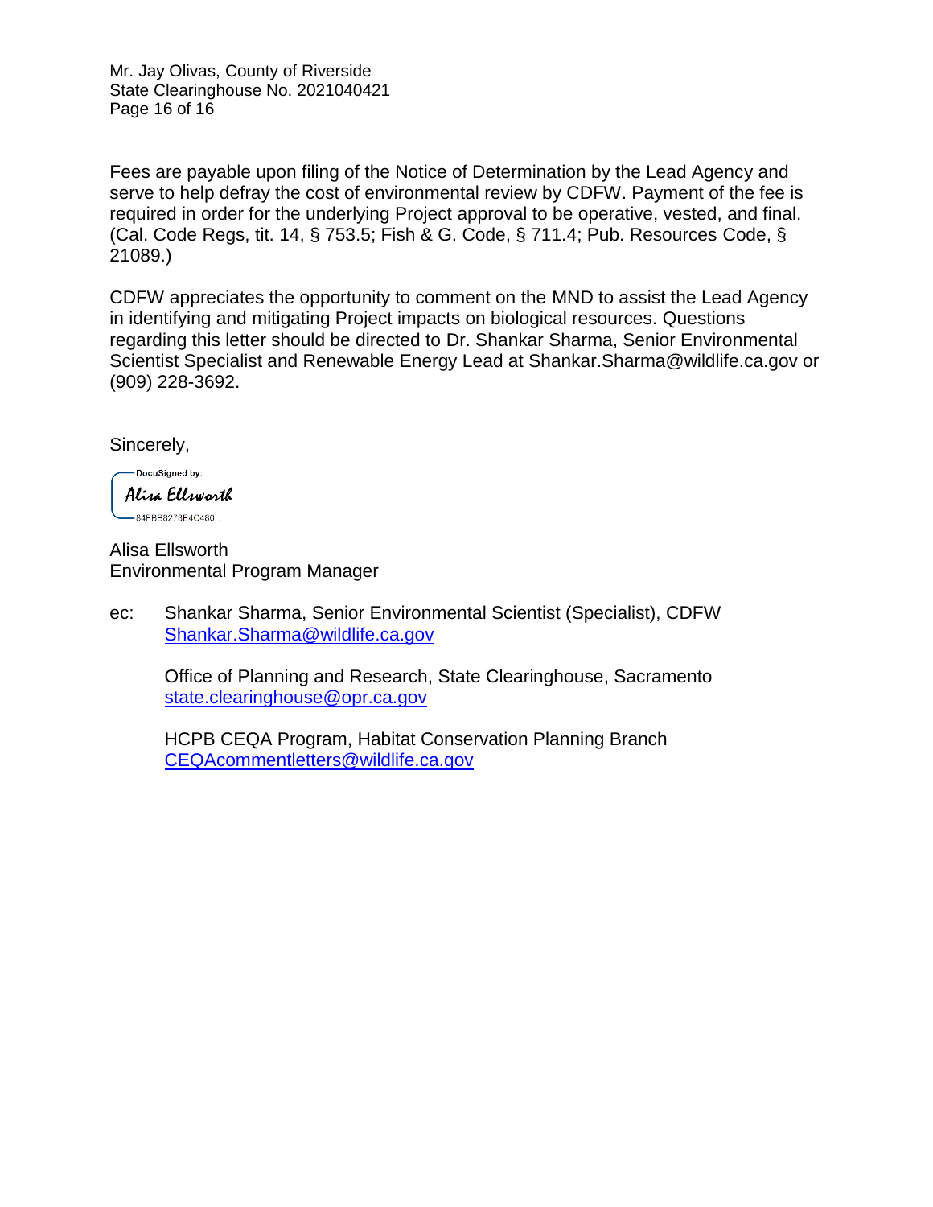Fees are payable upon filing of the Notice of Determination by the Lead Agency and serve to help defray the cost of environmental review by CDFW. Payment of the fee is required in order for the underlying Project approval to be operative, vested, and final. (Cal. Code Regs, tit. 14, § 753.5; Fish & G. Code, § 711.4; Pub. Resources Code, § 21089.)

CDFW appreciates the opportunity to comment on the MND to assist the Lead Agency in identifying and mitigating Project impacts on biological resources. Questions regarding this letter should be directed to Dr. Shankar Sharma, Senior Environmental Scientist Specialist and Renewable Energy Lead at Shankar.Sharma@wildlife.ca.gov or (909) 228-3692.

Sincerely,

DocuSigned by:
Alisa Ellsworth
84FBB8273E4C480...

Alisa Ellsworth
Environmental Program Manager

ec: Shankar Sharma, Senior Environmental Scientist (Specialist), CDFW
Shankar.Sharma@wildlife.ca.gov

Office of Planning and Research, State Clearinghouse, Sacramento
state.clearinghouse@opr.ca.gov

HCPB CEQA Program, Habitat Conservation Planning Branch
CEQAcommentletters@wildlife.ca.gov